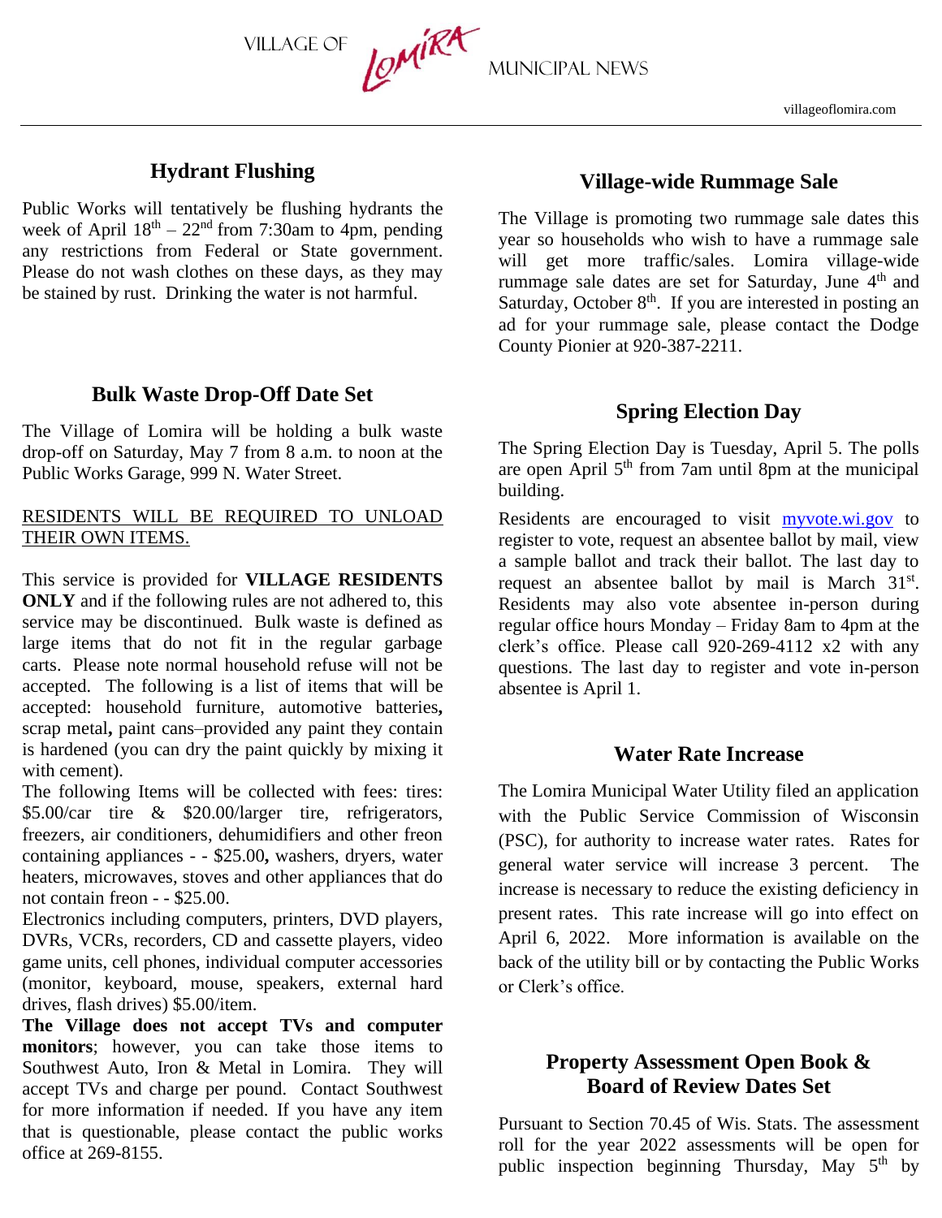# VILLAGE OF LOMIRA MUNICIPAL NEWS

villageoflomira.com

## Hydrant Flushing

Public Works will tentatively be flushing hydrants the week of April 18th – 22nd from 7:30am to 4pm, pending any restrictions from Federal or State government. Please do not wash clothes on these days, as they may be stained by rust. Drinking the water is not harmful.

## Bulk Waste Drop-Off Date Set

The Village of Lomira will be holding a bulk waste drop-off on Saturday, May 7 from 8 a.m. to noon at the Public Works Garage, 999 N. Water Street.

RESIDENTS WILL BE REQUIRED TO UNLOAD THEIR OWN ITEMS.

This service is provided for **VILLAGE RESIDENTS ONLY** and if the following rules are not adhered to, this service may be discontinued. Bulk waste is defined as large items that do not fit in the regular garbage carts. Please note normal household refuse will not be accepted. The following is a list of items that will be accepted: household furniture, automotive batteries**,** scrap metal**,** paint cans–provided any paint they contain is hardened (you can dry the paint quickly by mixing it with cement).

The following Items will be collected with fees: tires: $5.00/car tire & $20.00/larger tire, refrigerators, freezers, air conditioners, dehumidifiers and other freon containing appliances - - $25.00**,** washers, dryers, water heaters, microwaves, stoves and other appliances that do not contain freon - - $25.00.

Electronics including computers, printers, DVD players, DVRs, VCRs, recorders, CD and cassette players, video game units, cell phones, individual computer accessories (monitor, keyboard, mouse, speakers, external hard drives, flash drives) $5.00/item.

**The Village does not accept TVs and computer monitors**; however, you can take those items to Southwest Auto, Iron & Metal in Lomira. They will accept TVs and charge per pound. Contact Southwest for more information if needed. If you have any item that is questionable, please contact the public works office at 269-8155.

## Village-wide Rummage Sale

The Village is promoting two rummage sale dates this year so households who wish to have a rummage sale will get more traffic/sales. Lomira village-wide rummage sale dates are set for Saturday, June 4th and Saturday, October 8th. If you are interested in posting an ad for your rummage sale, please contact the Dodge County Pionier at 920-387-2211.

## Spring Election Day

The Spring Election Day is Tuesday, April 5. The polls are open April 5th from 7am until 8pm at the municipal building.

Residents are encouraged to visit myvote.wi.gov to register to vote, request an absentee ballot by mail, view a sample ballot and track their ballot. The last day to request an absentee ballot by mail is March 31st. Residents may also vote absentee in-person during regular office hours Monday – Friday 8am to 4pm at the clerk's office. Please call 920-269-4112 x2 with any questions. The last day to register and vote in-person absentee is April 1.

## Water Rate Increase

The Lomira Municipal Water Utility filed an application with the Public Service Commission of Wisconsin (PSC), for authority to increase water rates. Rates for general water service will increase 3 percent. The increase is necessary to reduce the existing deficiency in present rates. This rate increase will go into effect on April 6, 2022. More information is available on the back of the utility bill or by contacting the Public Works or Clerk's office.

## Property Assessment Open Book & Board of Review Dates Set

Pursuant to Section 70.45 of Wis. Stats. The assessment roll for the year 2022 assessments will be open for public inspection beginning Thursday, May 5th by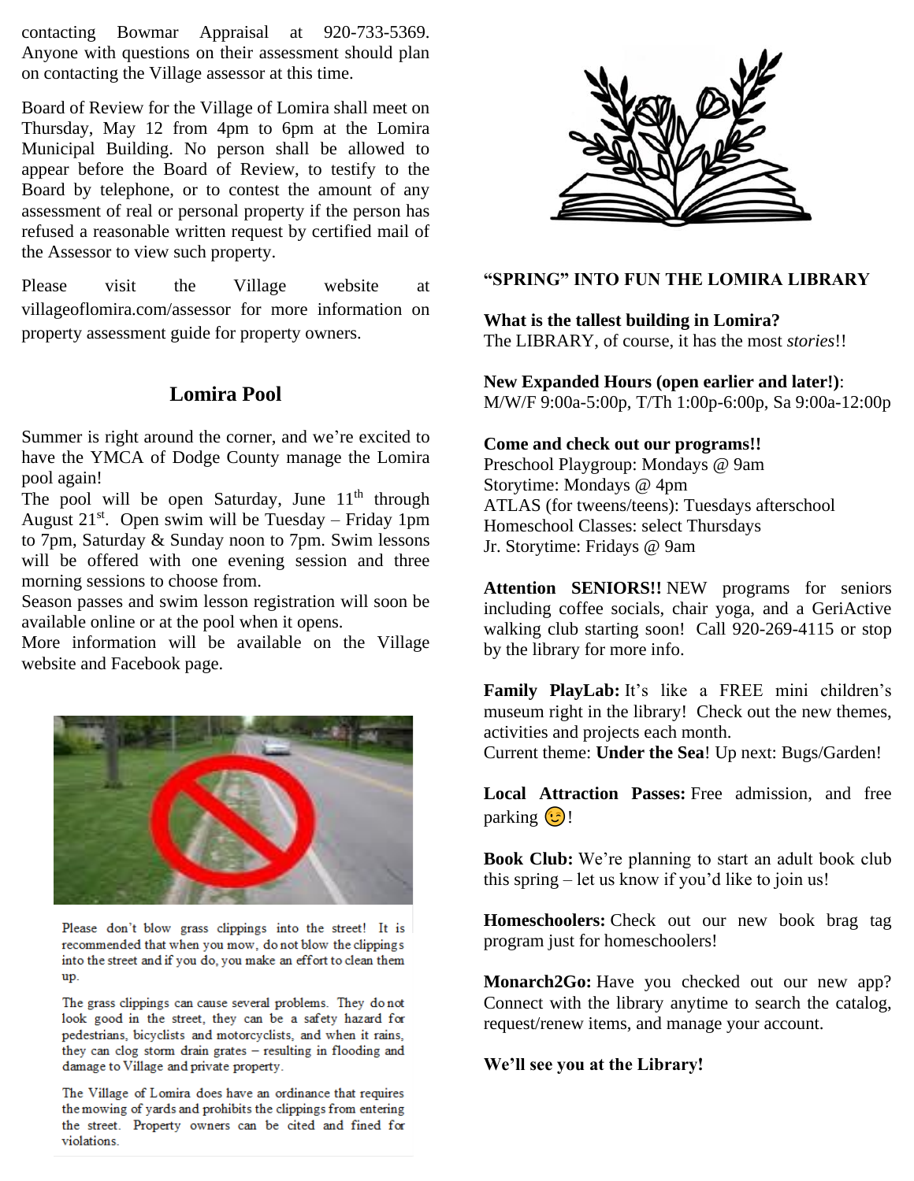contacting Bowmar Appraisal at 920-733-5369. Anyone with questions on their assessment should plan on contacting the Village assessor at this time.

Board of Review for the Village of Lomira shall meet on Thursday, May 12 from 4pm to 6pm at the Lomira Municipal Building. No person shall be allowed to appear before the Board of Review, to testify to the Board by telephone, or to contest the amount of any assessment of real or personal property if the person has refused a reasonable written request by certified mail of the Assessor to view such property.

Please visit the Village website at villageoflomira.com/assessor for more information on property assessment guide for property owners.

## Lomira Pool

Summer is right around the corner, and we're excited to have the YMCA of Dodge County manage the Lomira pool again!

The pool will be open Saturday, June 11th through August 21st. Open swim will be Tuesday – Friday 1pm to 7pm, Saturday & Sunday noon to 7pm. Swim lessons will be offered with one evening session and three morning sessions to choose from.

Season passes and swim lesson registration will soon be available online or at the pool when it opens.

More information will be available on the Village website and Facebook page.

Please don't blow grass clippings into the street! It is recommended that when you mow, do not blow the clippings into the street and if you do, you make an effort to clean them up.

The grass clippings can cause several problems. They do not look good in the street, they can be a safety hazard for pedestrians, bicyclists and motorcyclists, and when it rains, they can clog storm drain grates – resulting in flooding and damage to Village and private property.

The Village of Lomira does have an ordinance that requires the mowing of yards and prohibits the clippings from entering the street. Property owners can be cited and fined for violations.

**"SPRING" INTO FUN THE LOMIRA LIBRARY**

**What is the tallest building in Lomira?**
The LIBRARY, of course, it has the most *stories*!!

**New Expanded Hours (open earlier and later!)**:
M/W/F 9:00a-5:00p, T/Th 1:00p-6:00p, Sa 9:00a-12:00p

**Come and check out our programs!!**
Preschool Playgroup: Mondays @ 9am
Storytime: Mondays @ 4pm
ATLAS (for tweens/teens): Tuesdays afterschool
Homeschool Classes: select Thursdays
Jr. Storytime: Fridays @ 9am

**Attention SENIORS!!** NEW programs for seniors including coffee socials, chair yoga, and a GeriActive walking club starting soon! Call 920-269-4115 or stop by the library for more info.

**Family PlayLab:** It's like a FREE mini children's museum right in the library! Check out the new themes, activities and projects each month.
Current theme: **Under the Sea**! Up next: Bugs/Garden!

**Local Attraction Passes:** Free admission, and free parking 😉!

**Book Club:** We're planning to start an adult book club this spring – let us know if you'd like to join us!

**Homeschoolers:** Check out our new book brag tag program just for homeschoolers!

**Monarch2Go:** Have you checked out our new app? Connect with the library anytime to search the catalog, request/renew items, and manage your account.

**We'll see you at the Library!**